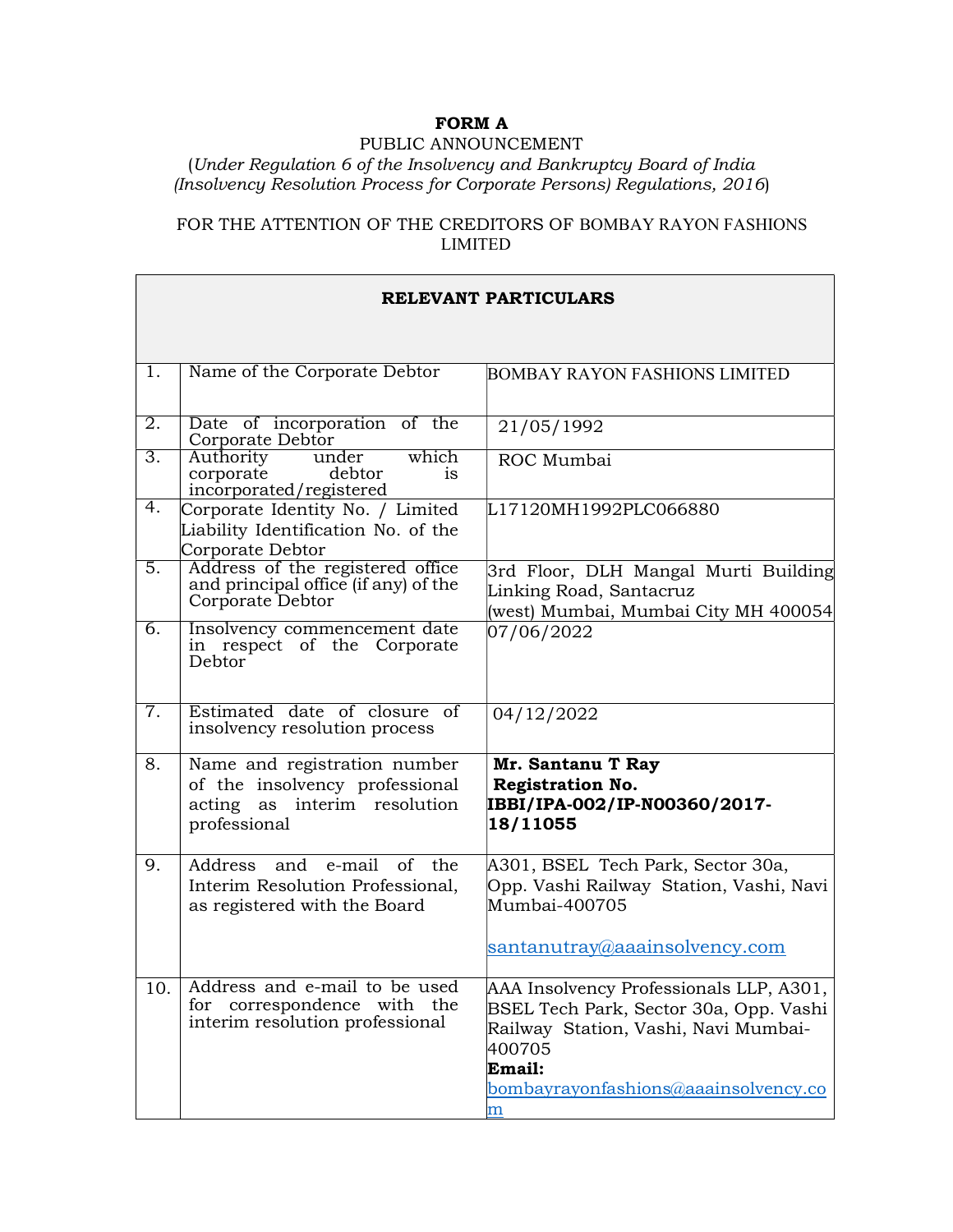# FORM A

PUBLIC ANNOUNCEMENT

(*Under Regulation 6 of the Insolvency and Bankruptcy Board of India (Insolvency Resolution Process for Corporate Persons) Regulations, 2016*)

FOR THE ATTENTION OF THE CREDITORS OF BOMBAY RAYON FASHIONS LIMITED

| **RELEVANT PARTICULARS** | | |
|---|---|---|
| 1. | Name of the Corporate Debtor | BOMBAY RAYON FASHIONS LIMITED |
| 2. | Date of incorporation of the Corporate Debtor | 21/05/1992 |
| 3. | Authority under which corporate debtor is incorporated/registered | ROC Mumbai |
| 4. | Corporate Identity No. / Limited Liability Identification No. of the Corporate Debtor | L17120MH1992PLC066880 |
| 5. | Address of the registered office and principal office (if any) of the Corporate Debtor | 3rd Floor, DLH Mangal Murti Building Linking Road, Santacruz (west) Mumbai, Mumbai City MH 400054 |
| 6. | Insolvency commencement date in respect of the Corporate Debtor | 07/06/2022 |
| 7. | Estimated date of closure of insolvency resolution process | 04/12/2022 |
| 8. | Name and registration number of the insolvency professional acting as interim resolution professional | **Mr. Santanu T Ray Registration No. IBBI/IPA-002/IP-N00360/2017-18/11055** |
| 9. | Address and e-mail of the Interim Resolution Professional, as registered with the Board | A301, BSEL Tech Park, Sector 30a, Opp. Vashi Railway Station, Vashi, Navi Mumbai-400705 santanutray@aaainsolvency.com |
| 10. | Address and e-mail to be used for correspondence with the interim resolution professional | AAA Insolvency Professionals LLP, A301, BSEL Tech Park, Sector 30a, Opp. Vashi Railway Station, Vashi, Navi Mumbai-400705 **Email:** bombayrayonfashions@aaainsolvency.com |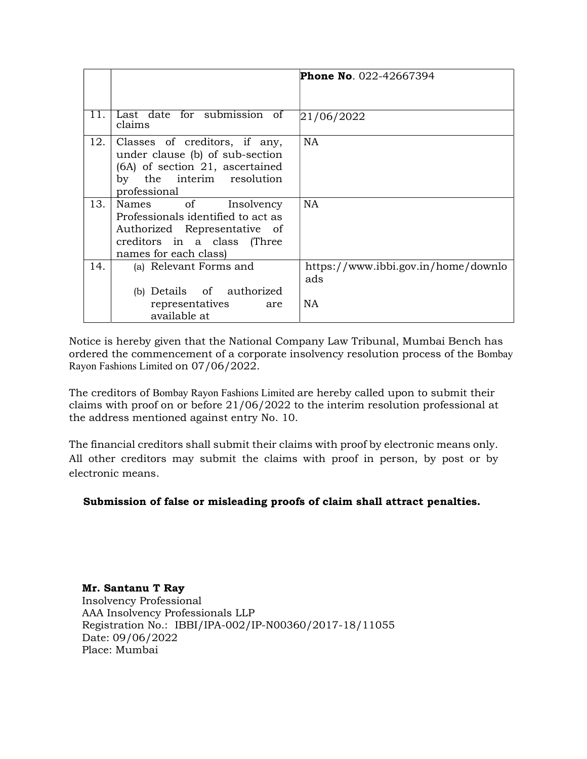| | | |
|---|---|---|
| | | **Phone No**. 022-42667394 |
| 11. | Last date for submission of claims | 21/06/2022 |
| 12. | Classes of creditors, if any, under clause (b) of sub-section (6A) of section 21, ascertained by the interim resolution professional | NA |
| 13. | Names of Insolvency Professionals identified to act as Authorized Representative of creditors in a class (Three names for each class) | NA |
| 14. | (a) Relevant Forms and<br><br>(b) Details of authorized representatives are available at | https://www.ibbi.gov.in/home/downloads<br><br>NA |

Notice is hereby given that the National Company Law Tribunal, Mumbai Bench has ordered the commencement of a corporate insolvency resolution process of the Bombay Rayon Fashions Limited on 07/06/2022.

The creditors of Bombay Rayon Fashions Limited are hereby called upon to submit their claims with proof on or before 21/06/2022 to the interim resolution professional at the address mentioned against entry No. 10.

The financial creditors shall submit their claims with proof by electronic means only. All other creditors may submit the claims with proof in person, by post or by electronic means.

**Submission of false or misleading proofs of claim shall attract penalties.**

**Mr. Santanu T Ray**
Insolvency Professional
AAA Insolvency Professionals LLP
Registration No.: IBBI/IPA-002/IP-N00360/2017-18/11055
Date: 09/06/2022
Place: Mumbai